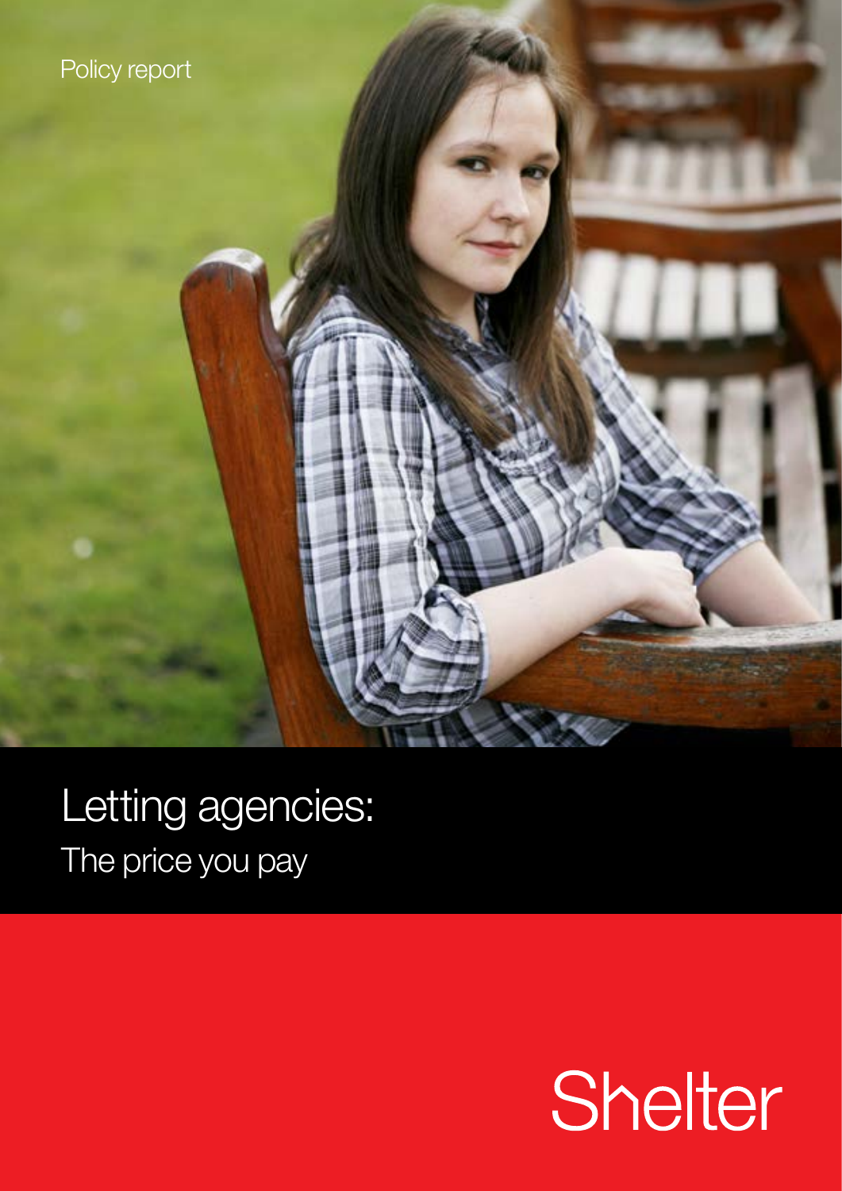Policy report

# Letting agencies:

## The price you pay

Shelter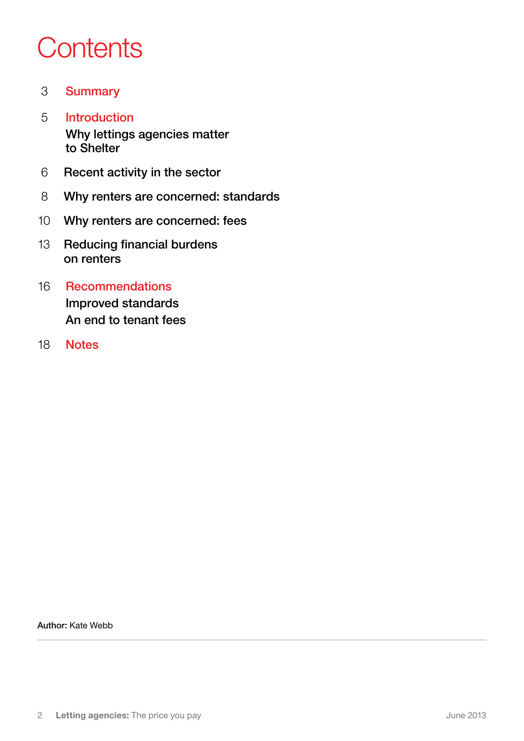# Contents

3 **Summary**

5 **Introduction**
Why lettings agencies matter to Shelter

6 Recent activity in the sector

8 Why renters are concerned: standards

10 Why renters are concerned: fees

13 Reducing financial burdens on renters

16 **Recommendations**
Improved standards
An end to tenant fees

18 **Notes**

**Author:** Kate Webb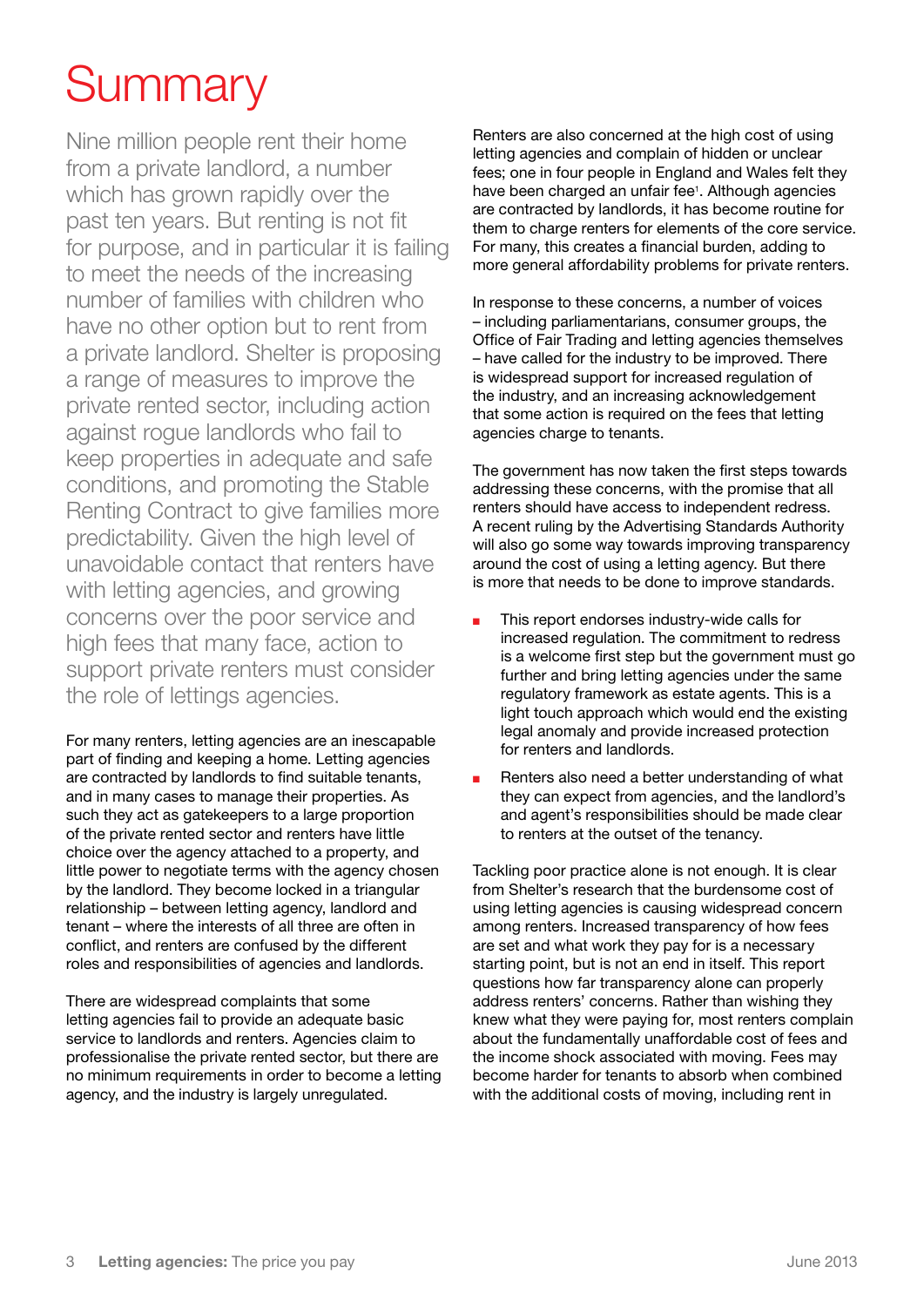# Summary

Nine million people rent their home from a private landlord, a number which has grown rapidly over the past ten years. But renting is not fit for purpose, and in particular it is failing to meet the needs of the increasing number of families with children who have no other option but to rent from a private landlord. Shelter is proposing a range of measures to improve the private rented sector, including action against rogue landlords who fail to keep properties in adequate and safe conditions, and promoting the Stable Renting Contract to give families more predictability. Given the high level of unavoidable contact that renters have with letting agencies, and growing concerns over the poor service and high fees that many face, action to support private renters must consider the role of lettings agencies.

For many renters, letting agencies are an inescapable part of finding and keeping a home. Letting agencies are contracted by landlords to find suitable tenants, and in many cases to manage their properties. As such they act as gatekeepers to a large proportion of the private rented sector and renters have little choice over the agency attached to a property, and little power to negotiate terms with the agency chosen by the landlord. They become locked in a triangular relationship – between letting agency, landlord and tenant – where the interests of all three are often in conflict, and renters are confused by the different roles and responsibilities of agencies and landlords.

There are widespread complaints that some letting agencies fail to provide an adequate basic service to landlords and renters. Agencies claim to professionalise the private rented sector, but there are no minimum requirements in order to become a letting agency, and the industry is largely unregulated.

Renters are also concerned at the high cost of using letting agencies and complain of hidden or unclear fees; one in four people in England and Wales felt they have been charged an unfair fee[1]. Although agencies are contracted by landlords, it has become routine for them to charge renters for elements of the core service. For many, this creates a financial burden, adding to more general affordability problems for private renters.

In response to these concerns, a number of voices – including parliamentarians, consumer groups, the Office of Fair Trading and letting agencies themselves – have called for the industry to be improved. There is widespread support for increased regulation of the industry, and an increasing acknowledgement that some action is required on the fees that letting agencies charge to tenants.

The government has now taken the first steps towards addressing these concerns, with the promise that all renters should have access to independent redress. A recent ruling by the Advertising Standards Authority will also go some way towards improving transparency around the cost of using a letting agency. But there is more that needs to be done to improve standards.

- This report endorses industry-wide calls for increased regulation. The commitment to redress is a welcome first step but the government must go further and bring letting agencies under the same regulatory framework as estate agents. This is a light touch approach which would end the existing legal anomaly and provide increased protection for renters and landlords.
- Renters also need a better understanding of what they can expect from agencies, and the landlord's and agent's responsibilities should be made clear to renters at the outset of the tenancy.

Tackling poor practice alone is not enough. It is clear from Shelter's research that the burdensome cost of using letting agencies is causing widespread concern among renters. Increased transparency of how fees are set and what work they pay for is a necessary starting point, but is not an end in itself. This report questions how far transparency alone can properly address renters' concerns. Rather than wishing they knew what they were paying for, most renters complain about the fundamentally unaffordable cost of fees and the income shock associated with moving. Fees may become harder for tenants to absorb when combined with the additional costs of moving, including rent in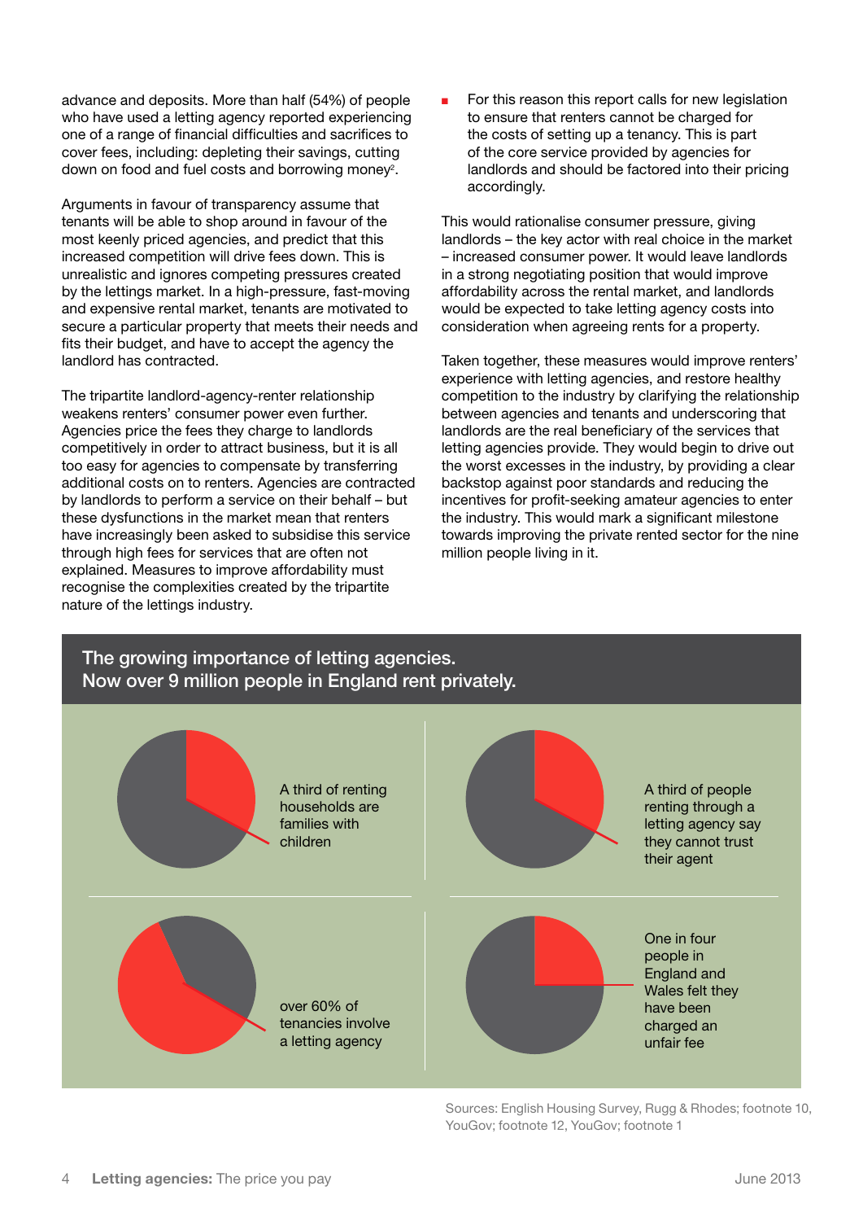advance and deposits. More than half (54%) of people who have used a letting agency reported experiencing one of a range of financial difficulties and sacrifices to cover fees, including: depleting their savings, cutting down on food and fuel costs and borrowing money[2].

Arguments in favour of transparency assume that tenants will be able to shop around in favour of the most keenly priced agencies, and predict that this increased competition will drive fees down. This is unrealistic and ignores competing pressures created by the lettings market. In a high-pressure, fast-moving and expensive rental market, tenants are motivated to secure a particular property that meets their needs and fits their budget, and have to accept the agency the landlord has contracted.

The tripartite landlord-agency-renter relationship weakens renters' consumer power even further. Agencies price the fees they charge to landlords competitively in order to attract business, but it is all too easy for agencies to compensate by transferring additional costs on to renters. Agencies are contracted by landlords to perform a service on their behalf – but these dysfunctions in the market mean that renters have increasingly been asked to subsidise this service through high fees for services that are often not explained. Measures to improve affordability must recognise the complexities created by the tripartite nature of the lettings industry.

- For this reason this report calls for new legislation to ensure that renters cannot be charged for the costs of setting up a tenancy. This is part of the core service provided by agencies for landlords and should be factored into their pricing accordingly.

This would rationalise consumer pressure, giving landlords – the key actor with real choice in the market – increased consumer power. It would leave landlords in a strong negotiating position that would improve affordability across the rental market, and landlords would be expected to take letting agency costs into consideration when agreeing rents for a property.

Taken together, these measures would improve renters' experience with letting agencies, and restore healthy competition to the industry by clarifying the relationship between agencies and tenants and underscoring that landlords are the real beneficiary of the services that letting agencies provide. They would begin to drive out the worst excesses in the industry, by providing a clear backstop against poor standards and reducing the incentives for profit-seeking amateur agencies to enter the industry. This would mark a significant milestone towards improving the private rented sector for the nine million people living in it.

## The growing importance of letting agencies. Now over 9 million people in England rent privately.

A third of renting households are families with children

A third of people renting through a letting agency say they cannot trust their agent

over 60% of tenancies involve a letting agency

One in four people in England and Wales felt they have been charged an unfair fee

Sources: English Housing Survey, Rugg & Rhodes; footnote 10, YouGov; footnote 12, YouGov; footnote 1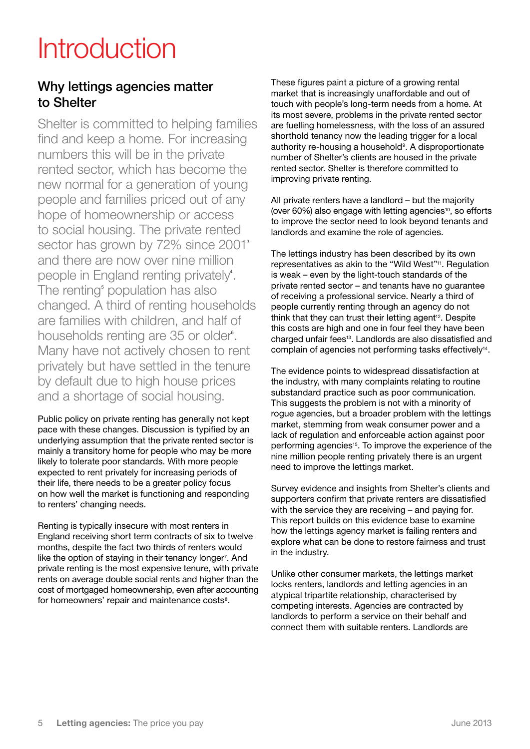# Introduction

## Why lettings agencies matter to Shelter

Shelter is committed to helping families find and keep a home. For increasing numbers this will be in the private rented sector, which has become the new normal for a generation of young people and families priced out of any hope of homeownership or access to social housing. The private rented sector has grown by 72% since 2001[3] and there are now over nine million people in England renting privately[4]. The renting[5] population has also changed. A third of renting households are families with children, and half of households renting are 35 or older[6]. Many have not actively chosen to rent privately but have settled in the tenure by default due to high house prices and a shortage of social housing.

Public policy on private renting has generally not kept pace with these changes. Discussion is typified by an underlying assumption that the private rented sector is mainly a transitory home for people who may be more likely to tolerate poor standards. With more people expected to rent privately for increasing periods of their life, there needs to be a greater policy focus on how well the market is functioning and responding to renters' changing needs.

Renting is typically insecure with most renters in England receiving short term contracts of six to twelve months, despite the fact two thirds of renters would like the option of staying in their tenancy longer[7]. And private renting is the most expensive tenure, with private rents on average double social rents and higher than the cost of mortgaged homeownership, even after accounting for homeowners' repair and maintenance costs[8].

These figures paint a picture of a growing rental market that is increasingly unaffordable and out of touch with people's long-term needs from a home. At its most severe, problems in the private rented sector are fuelling homelessness, with the loss of an assured shorthold tenancy now the leading trigger for a local authority re-housing a household[9]. A disproportionate number of Shelter's clients are housed in the private rented sector. Shelter is therefore committed to improving private renting.

All private renters have a landlord – but the majority (over 60%) also engage with letting agencies[10], so efforts to improve the sector need to look beyond tenants and landlords and examine the role of agencies.

The lettings industry has been described by its own representatives as akin to the "Wild West"[11]. Regulation is weak – even by the light-touch standards of the private rented sector – and tenants have no guarantee of receiving a professional service. Nearly a third of people currently renting through an agency do not think that they can trust their letting agent[12]. Despite this costs are high and one in four feel they have been charged unfair fees[13]. Landlords are also dissatisfied and complain of agencies not performing tasks effectively[14].

The evidence points to widespread dissatisfaction at the industry, with many complaints relating to routine substandard practice such as poor communication. This suggests the problem is not with a minority of rogue agencies, but a broader problem with the lettings market, stemming from weak consumer power and a lack of regulation and enforceable action against poor performing agencies[15]. To improve the experience of the nine million people renting privately there is an urgent need to improve the lettings market.

Survey evidence and insights from Shelter's clients and supporters confirm that private renters are dissatisfied with the service they are receiving – and paying for. This report builds on this evidence base to examine how the lettings agency market is failing renters and explore what can be done to restore fairness and trust in the industry.

Unlike other consumer markets, the lettings market locks renters, landlords and letting agencies in an atypical tripartite relationship, characterised by competing interests. Agencies are contracted by landlords to perform a service on their behalf and connect them with suitable renters. Landlords are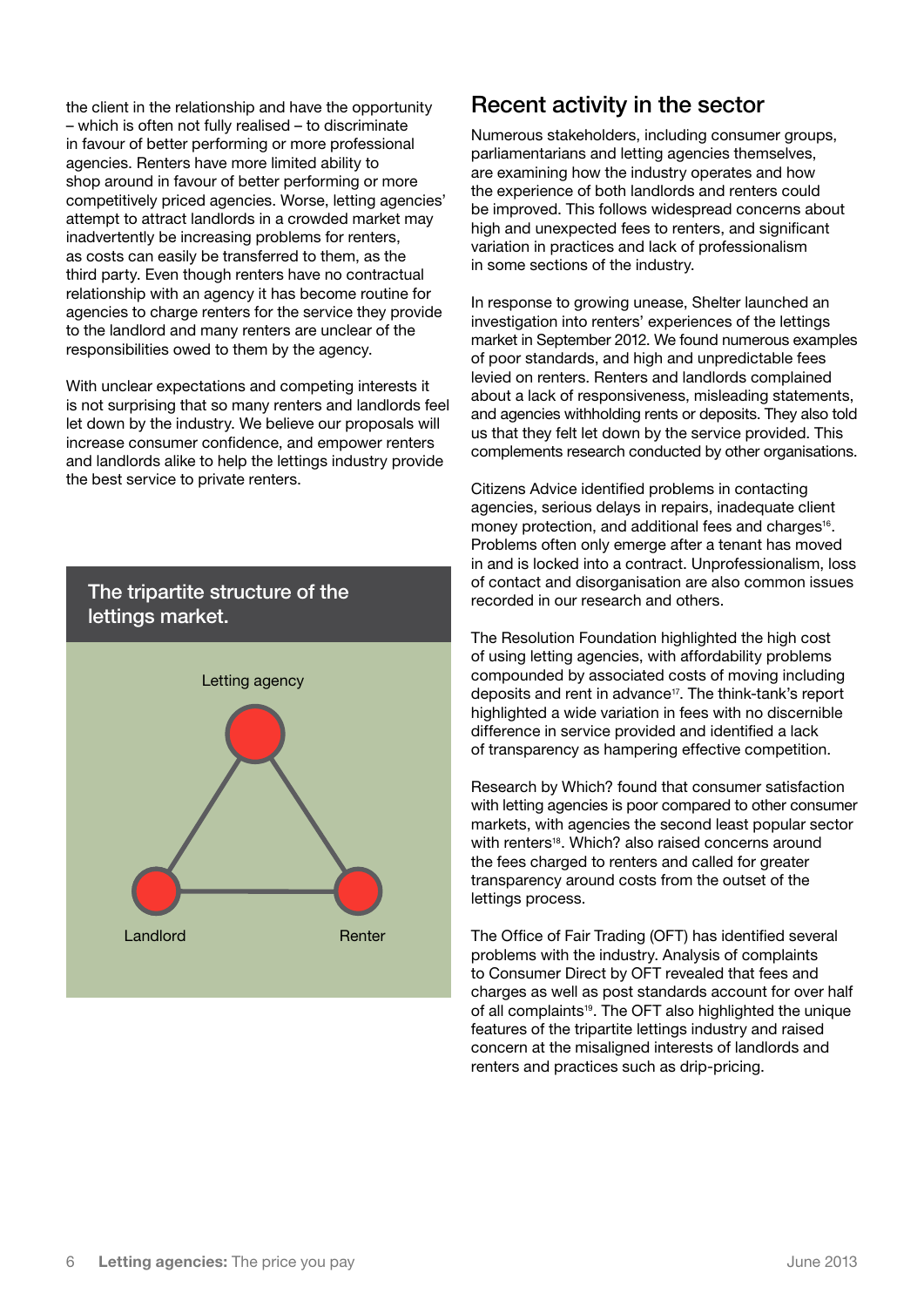the client in the relationship and have the opportunity – which is often not fully realised – to discriminate in favour of better performing or more professional agencies. Renters have more limited ability to shop around in favour of better performing or more competitively priced agencies. Worse, letting agencies' attempt to attract landlords in a crowded market may inadvertently be increasing problems for renters, as costs can easily be transferred to them, as the third party. Even though renters have no contractual relationship with an agency it has become routine for agencies to charge renters for the service they provide to the landlord and many renters are unclear of the responsibilities owed to them by the agency.

With unclear expectations and competing interests it is not surprising that so many renters and landlords feel let down by the industry. We believe our proposals will increase consumer confidence, and empower renters and landlords alike to help the lettings industry provide the best service to private renters.

**The tripartite structure of the lettings market.**

Letting agency

Landlord

Renter

## Recent activity in the sector

Numerous stakeholders, including consumer groups, parliamentarians and letting agencies themselves, are examining how the industry operates and how the experience of both landlords and renters could be improved. This follows widespread concerns about high and unexpected fees to renters, and significant variation in practices and lack of professionalism in some sections of the industry.

In response to growing unease, Shelter launched an investigation into renters' experiences of the lettings market in September 2012. We found numerous examples of poor standards, and high and unpredictable fees levied on renters. Renters and landlords complained about a lack of responsiveness, misleading statements, and agencies withholding rents or deposits. They also told us that they felt let down by the service provided. This complements research conducted by other organisations.

Citizens Advice identified problems in contacting agencies, serious delays in repairs, inadequate client money protection, and additional fees and charges[16]. Problems often only emerge after a tenant has moved in and is locked into a contract. Unprofessionalism, loss of contact and disorganisation are also common issues recorded in our research and others.

The Resolution Foundation highlighted the high cost of using letting agencies, with affordability problems compounded by associated costs of moving including deposits and rent in advance[17]. The think-tank's report highlighted a wide variation in fees with no discernible difference in service provided and identified a lack of transparency as hampering effective competition.

Research by Which? found that consumer satisfaction with letting agencies is poor compared to other consumer markets, with agencies the second least popular sector with renters[18]. Which? also raised concerns around the fees charged to renters and called for greater transparency around costs from the outset of the lettings process.

The Office of Fair Trading (OFT) has identified several problems with the industry. Analysis of complaints to Consumer Direct by OFT revealed that fees and charges as well as post standards account for over half of all complaints[19]. The OFT also highlighted the unique features of the tripartite lettings industry and raised concern at the misaligned interests of landlords and renters and practices such as drip-pricing.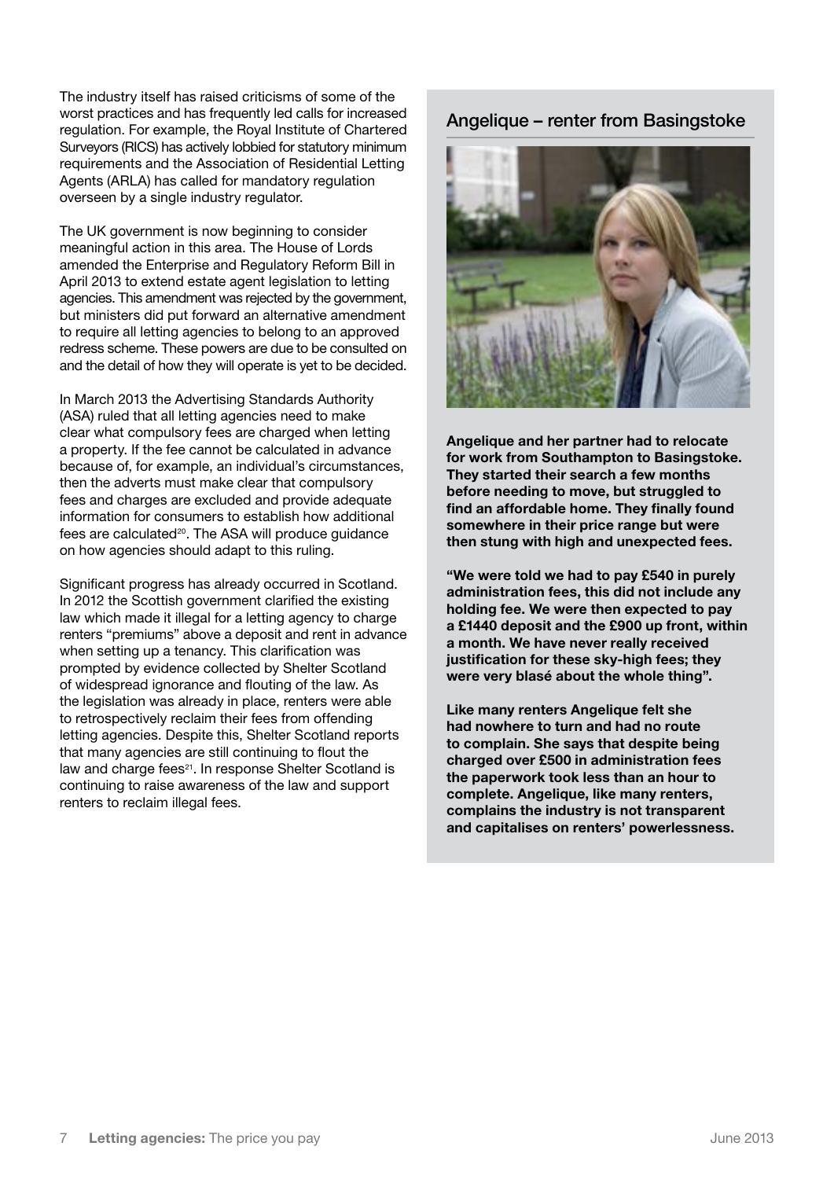The industry itself has raised criticisms of some of the worst practices and has frequently led calls for increased regulation. For example, the Royal Institute of Chartered Surveyors (RICS) has actively lobbied for statutory minimum requirements and the Association of Residential Letting Agents (ARLA) has called for mandatory regulation overseen by a single industry regulator.

The UK government is now beginning to consider meaningful action in this area. The House of Lords amended the Enterprise and Regulatory Reform Bill in April 2013 to extend estate agent legislation to letting agencies. This amendment was rejected by the government, but ministers did put forward an alternative amendment to require all letting agencies to belong to an approved redress scheme. These powers are due to be consulted on and the detail of how they will operate is yet to be decided.

In March 2013 the Advertising Standards Authority (ASA) ruled that all letting agencies need to make clear what compulsory fees are charged when letting a property. If the fee cannot be calculated in advance because of, for example, an individual's circumstances, then the adverts must make clear that compulsory fees and charges are excluded and provide adequate information for consumers to establish how additional fees are calculated[20]. The ASA will produce guidance on how agencies should adapt to this ruling.

Significant progress has already occurred in Scotland. In 2012 the Scottish government clarified the existing law which made it illegal for a letting agency to charge renters "premiums" above a deposit and rent in advance when setting up a tenancy. This clarification was prompted by evidence collected by Shelter Scotland of widespread ignorance and flouting of the law. As the legislation was already in place, renters were able to retrospectively reclaim their fees from offending letting agencies. Despite this, Shelter Scotland reports that many agencies are still continuing to flout the law and charge fees[21]. In response Shelter Scotland is continuing to raise awareness of the law and support renters to reclaim illegal fees.

## Angelique – renter from Basingstoke

**Angelique and her partner had to relocate for work from Southampton to Basingstoke. They started their search a few months before needing to move, but struggled to find an affordable home. They finally found somewhere in their price range but were then stung with high and unexpected fees.**

**"We were told we had to pay £540 in purely administration fees, this did not include any holding fee. We were then expected to pay a £1440 deposit and the £900 up front, within a month. We have never really received justification for these sky-high fees; they were very blasé about the whole thing".**

**Like many renters Angelique felt she had nowhere to turn and had no route to complain. She says that despite being charged over £500 in administration fees the paperwork took less than an hour to complete. Angelique, like many renters, complains the industry is not transparent and capitalises on renters' powerlessness.**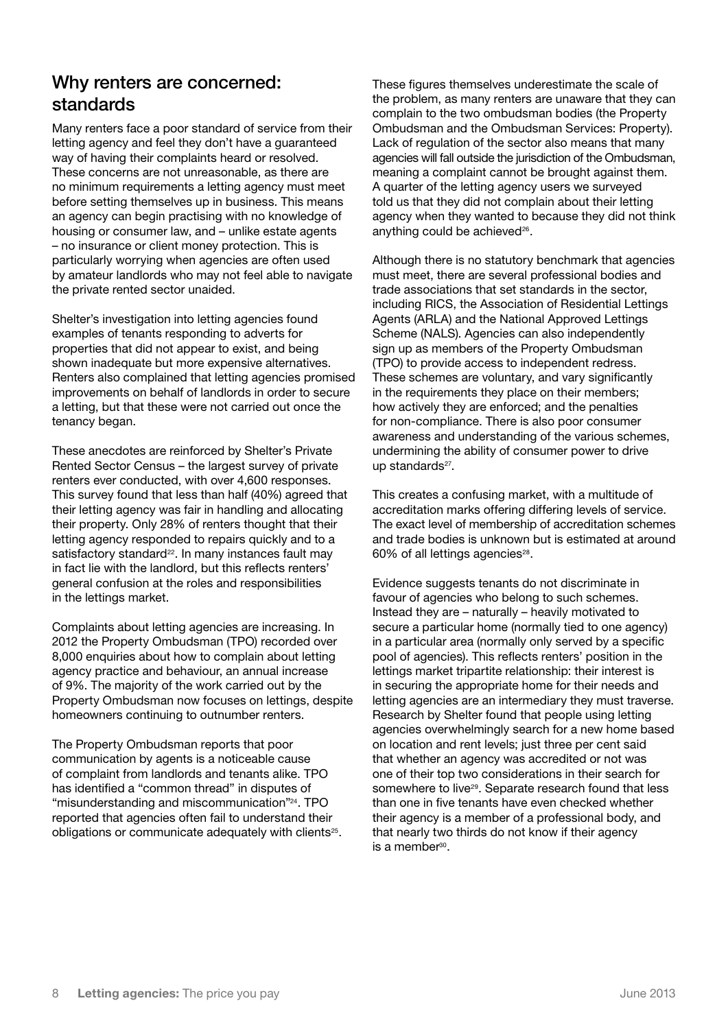## Why renters are concerned: standards

Many renters face a poor standard of service from their letting agency and feel they don't have a guaranteed way of having their complaints heard or resolved. These concerns are not unreasonable, as there are no minimum requirements a letting agency must meet before setting themselves up in business. This means an agency can begin practising with no knowledge of housing or consumer law, and – unlike estate agents – no insurance or client money protection. This is particularly worrying when agencies are often used by amateur landlords who may not feel able to navigate the private rented sector unaided.

Shelter's investigation into letting agencies found examples of tenants responding to adverts for properties that did not appear to exist, and being shown inadequate but more expensive alternatives. Renters also complained that letting agencies promised improvements on behalf of landlords in order to secure a letting, but that these were not carried out once the tenancy began.

These anecdotes are reinforced by Shelter's Private Rented Sector Census – the largest survey of private renters ever conducted, with over 4,600 responses. This survey found that less than half (40%) agreed that their letting agency was fair in handling and allocating their property. Only 28% of renters thought that their letting agency responded to repairs quickly and to a satisfactory standard[22]. In many instances fault may in fact lie with the landlord, but this reflects renters' general confusion at the roles and responsibilities in the lettings market.

Complaints about letting agencies are increasing. In 2012 the Property Ombudsman (TPO) recorded over 8,000 enquiries about how to complain about letting agency practice and behaviour, an annual increase of 9%. The majority of the work carried out by the Property Ombudsman now focuses on lettings, despite homeowners continuing to outnumber renters.

The Property Ombudsman reports that poor communication by agents is a noticeable cause of complaint from landlords and tenants alike. TPO has identified a "common thread" in disputes of "misunderstanding and miscommunication"[24]. TPO reported that agencies often fail to understand their obligations or communicate adequately with clients[25].

These figures themselves underestimate the scale of the problem, as many renters are unaware that they can complain to the two ombudsman bodies (the Property Ombudsman and the Ombudsman Services: Property). Lack of regulation of the sector also means that many agencies will fall outside the jurisdiction of the Ombudsman, meaning a complaint cannot be brought against them. A quarter of the letting agency users we surveyed told us that they did not complain about their letting agency when they wanted to because they did not think anything could be achieved[26].

Although there is no statutory benchmark that agencies must meet, there are several professional bodies and trade associations that set standards in the sector, including RICS, the Association of Residential Lettings Agents (ARLA) and the National Approved Lettings Scheme (NALS). Agencies can also independently sign up as members of the Property Ombudsman (TPO) to provide access to independent redress. These schemes are voluntary, and vary significantly in the requirements they place on their members; how actively they are enforced; and the penalties for non-compliance. There is also poor consumer awareness and understanding of the various schemes, undermining the ability of consumer power to drive up standards[27].

This creates a confusing market, with a multitude of accreditation marks offering differing levels of service. The exact level of membership of accreditation schemes and trade bodies is unknown but is estimated at around 60% of all lettings agencies[28].

Evidence suggests tenants do not discriminate in favour of agencies who belong to such schemes. Instead they are – naturally – heavily motivated to secure a particular home (normally tied to one agency) in a particular area (normally only served by a specific pool of agencies). This reflects renters' position in the lettings market tripartite relationship: their interest is in securing the appropriate home for their needs and letting agencies are an intermediary they must traverse. Research by Shelter found that people using letting agencies overwhelmingly search for a new home based on location and rent levels; just three per cent said that whether an agency was accredited or not was one of their top two considerations in their search for somewhere to live[29]. Separate research found that less than one in five tenants have even checked whether their agency is a member of a professional body, and that nearly two thirds do not know if their agency is a member[30].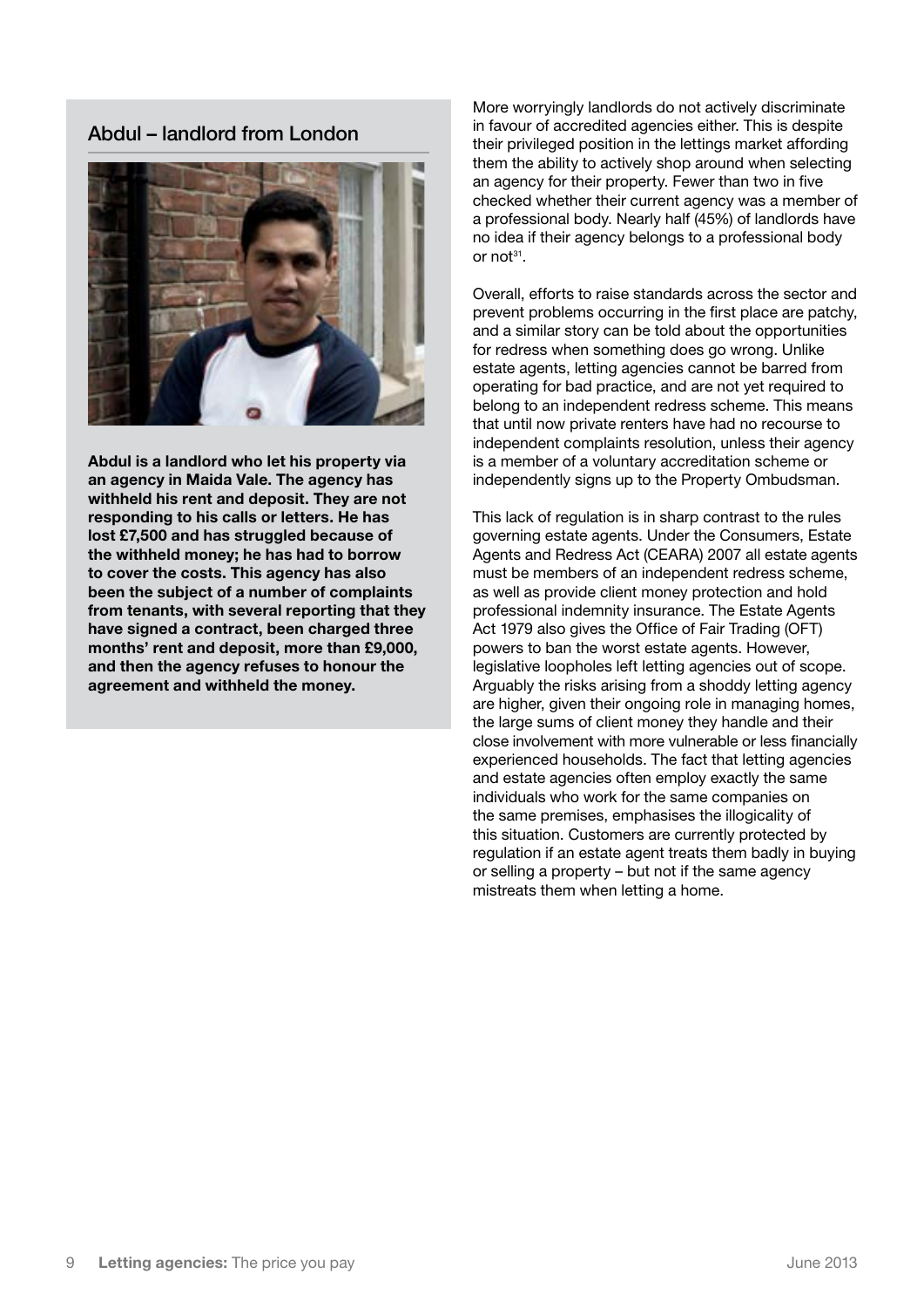## Abdul – landlord from London

**Abdul is a landlord who let his property via an agency in Maida Vale. The agency has withheld his rent and deposit. They are not responding to his calls or letters. He has lost £7,500 and has struggled because of the withheld money; he has had to borrow to cover the costs. This agency has also been the subject of a number of complaints from tenants, with several reporting that they have signed a contract, been charged three months' rent and deposit, more than £9,000, and then the agency refuses to honour the agreement and withheld the money.**

More worryingly landlords do not actively discriminate in favour of accredited agencies either. This is despite their privileged position in the lettings market affording them the ability to actively shop around when selecting an agency for their property. Fewer than two in five checked whether their current agency was a member of a professional body. Nearly half (45%) of landlords have no idea if their agency belongs to a professional body or not[31].

Overall, efforts to raise standards across the sector and prevent problems occurring in the first place are patchy, and a similar story can be told about the opportunities for redress when something does go wrong. Unlike estate agents, letting agencies cannot be barred from operating for bad practice, and are not yet required to belong to an independent redress scheme. This means that until now private renters have had no recourse to independent complaints resolution, unless their agency is a member of a voluntary accreditation scheme or independently signs up to the Property Ombudsman.

This lack of regulation is in sharp contrast to the rules governing estate agents. Under the Consumers, Estate Agents and Redress Act (CEARA) 2007 all estate agents must be members of an independent redress scheme, as well as provide client money protection and hold professional indemnity insurance. The Estate Agents Act 1979 also gives the Office of Fair Trading (OFT) powers to ban the worst estate agents. However, legislative loopholes left letting agencies out of scope. Arguably the risks arising from a shoddy letting agency are higher, given their ongoing role in managing homes, the large sums of client money they handle and their close involvement with more vulnerable or less financially experienced households. The fact that letting agencies and estate agencies often employ exactly the same individuals who work for the same companies on the same premises, emphasises the illogicality of this situation. Customers are currently protected by regulation if an estate agent treats them badly in buying or selling a property – but not if the same agency mistreats them when letting a home.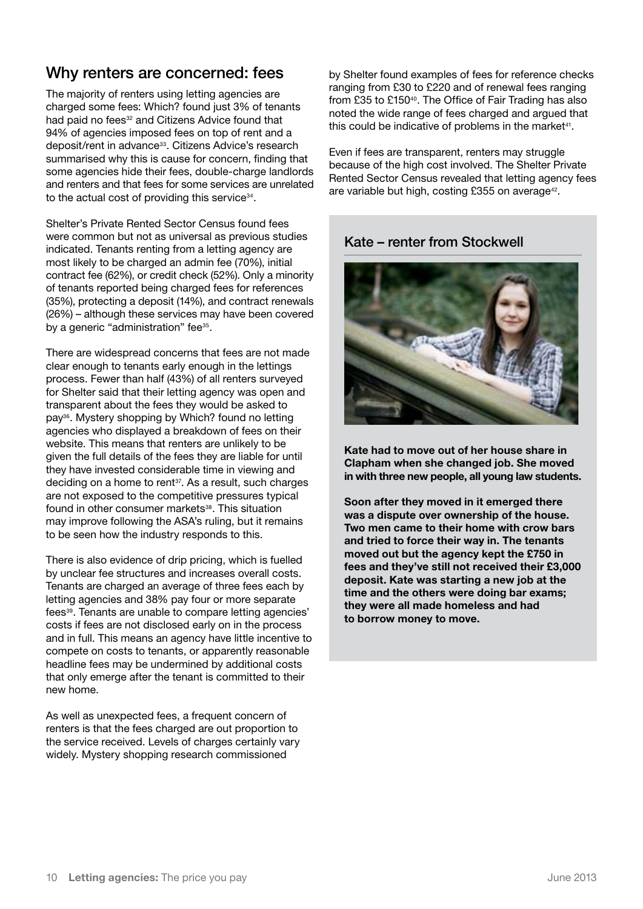## Why renters are concerned: fees

The majority of renters using letting agencies are charged some fees: Which? found just 3% of tenants had paid no fees[32] and Citizens Advice found that 94% of agencies imposed fees on top of rent and a deposit/rent in advance[33]. Citizens Advice's research summarised why this is cause for concern, finding that some agencies hide their fees, double-charge landlords and renters and that fees for some services are unrelated to the actual cost of providing this service[34].

Shelter's Private Rented Sector Census found fees were common but not as universal as previous studies indicated. Tenants renting from a letting agency are most likely to be charged an admin fee (70%), initial contract fee (62%), or credit check (52%). Only a minority of tenants reported being charged fees for references (35%), protecting a deposit (14%), and contract renewals (26%) – although these services may have been covered by a generic "administration" fee[35].

There are widespread concerns that fees are not made clear enough to tenants early enough in the lettings process. Fewer than half (43%) of all renters surveyed for Shelter said that their letting agency was open and transparent about the fees they would be asked to pay[36]. Mystery shopping by Which? found no letting agencies who displayed a breakdown of fees on their website. This means that renters are unlikely to be given the full details of the fees they are liable for until they have invested considerable time in viewing and deciding on a home to rent[37]. As a result, such charges are not exposed to the competitive pressures typical found in other consumer markets[38]. This situation may improve following the ASA's ruling, but it remains to be seen how the industry responds to this.

There is also evidence of drip pricing, which is fuelled by unclear fee structures and increases overall costs. Tenants are charged an average of three fees each by letting agencies and 38% pay four or more separate fees[39]. Tenants are unable to compare letting agencies' costs if fees are not disclosed early on in the process and in full. This means an agency have little incentive to compete on costs to tenants, or apparently reasonable headline fees may be undermined by additional costs that only emerge after the tenant is committed to their new home.

As well as unexpected fees, a frequent concern of renters is that the fees charged are out proportion to the service received. Levels of charges certainly vary widely. Mystery shopping research commissioned by Shelter found examples of fees for reference checks ranging from £30 to £220 and of renewal fees ranging from £35 to £150[40]. The Office of Fair Trading has also noted the wide range of fees charged and argued that this could be indicative of problems in the market[41].

Even if fees are transparent, renters may struggle because of the high cost involved. The Shelter Private Rented Sector Census revealed that letting agency fees are variable but high, costing £355 on average[42].

### Kate – renter from Stockwell

**Kate had to move out of her house share in Clapham when she changed job. She moved in with three new people, all young law students.**

**Soon after they moved in it emerged there was a dispute over ownership of the house. Two men came to their home with crow bars and tried to force their way in. The tenants moved out but the agency kept the £750 in fees and they've still not received their £3,000 deposit. Kate was starting a new job at the time and the others were doing bar exams; they were all made homeless and had to borrow money to move.**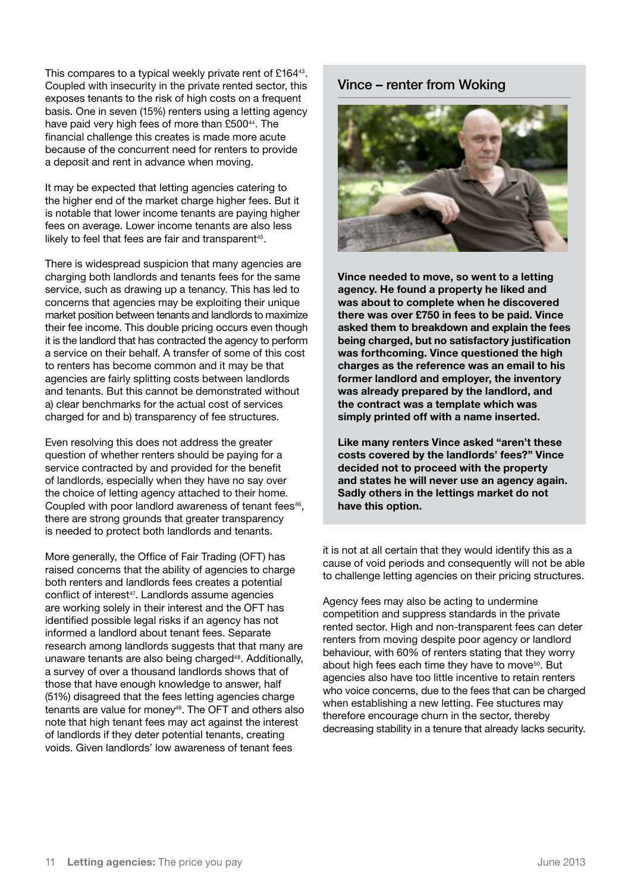This compares to a typical weekly private rent of £164[43]. Coupled with insecurity in the private rented sector, this exposes tenants to the risk of high costs on a frequent basis. One in seven (15%) renters using a letting agency have paid very high fees of more than £500[44]. The financial challenge this creates is made more acute because of the concurrent need for renters to provide a deposit and rent in advance when moving.

It may be expected that letting agencies catering to the higher end of the market charge higher fees. But it is notable that lower income tenants are paying higher fees on average. Lower income tenants are also less likely to feel that fees are fair and transparent[45].

There is widespread suspicion that many agencies are charging both landlords and tenants fees for the same service, such as drawing up a tenancy. This has led to concerns that agencies may be exploiting their unique market position between tenants and landlords to maximize their fee income. This double pricing occurs even though it is the landlord that has contracted the agency to perform a service on their behalf. A transfer of some of this cost to renters has become common and it may be that agencies are fairly splitting costs between landlords and tenants. But this cannot be demonstrated without a) clear benchmarks for the actual cost of services charged for and b) transparency of fee structures.

Even resolving this does not address the greater question of whether renters should be paying for a service contracted by and provided for the benefit of landlords, especially when they have no say over the choice of letting agency attached to their home. Coupled with poor landlord awareness of tenant fees[46], there are strong grounds that greater transparency is needed to protect both landlords and tenants.

More generally, the Office of Fair Trading (OFT) has raised concerns that the ability of agencies to charge both renters and landlords fees creates a potential conflict of interest[47]. Landlords assume agencies are working solely in their interest and the OFT has identified possible legal risks if an agency has not informed a landlord about tenant fees. Separate research among landlords suggests that that many are unaware tenants are also being charged[48]. Additionally, a survey of over a thousand landlords shows that of those that have enough knowledge to answer, half (51%) disagreed that the fees letting agencies charge tenants are value for money[49]. The OFT and others also note that high tenant fees may act against the interest of landlords if they deter potential tenants, creating voids. Given landlords' low awareness of tenant fees it is not at all certain that they would identify this as a cause of void periods and consequently will not be able to challenge letting agencies on their pricing structures.

Agency fees may also be acting to undermine competition and suppress standards in the private rented sector. High and non-transparent fees can deter renters from moving despite poor agency or landlord behaviour, with 60% of renters stating that they worry about high fees each time they have to move[50]. But agencies also have too little incentive to retain renters who voice concerns, due to the fees that can be charged when establishing a new letting. Fee stuctures may therefore encourage churn in the sector, thereby decreasing stability in a tenure that already lacks security.

## Vince – renter from Woking

**Vince needed to move, so went to a letting agency. He found a property he liked and was about to complete when he discovered there was over £750 in fees to be paid. Vince asked them to breakdown and explain the fees being charged, but no satisfactory justification was forthcoming. Vince questioned the high charges as the reference was an email to his former landlord and employer, the inventory was already prepared by the landlord, and the contract was a template which was simply printed off with a name inserted.**

**Like many renters Vince asked "aren't these costs covered by the landlords' fees?" Vince decided not to proceed with the property and states he will never use an agency again. Sadly others in the lettings market do not have this option.**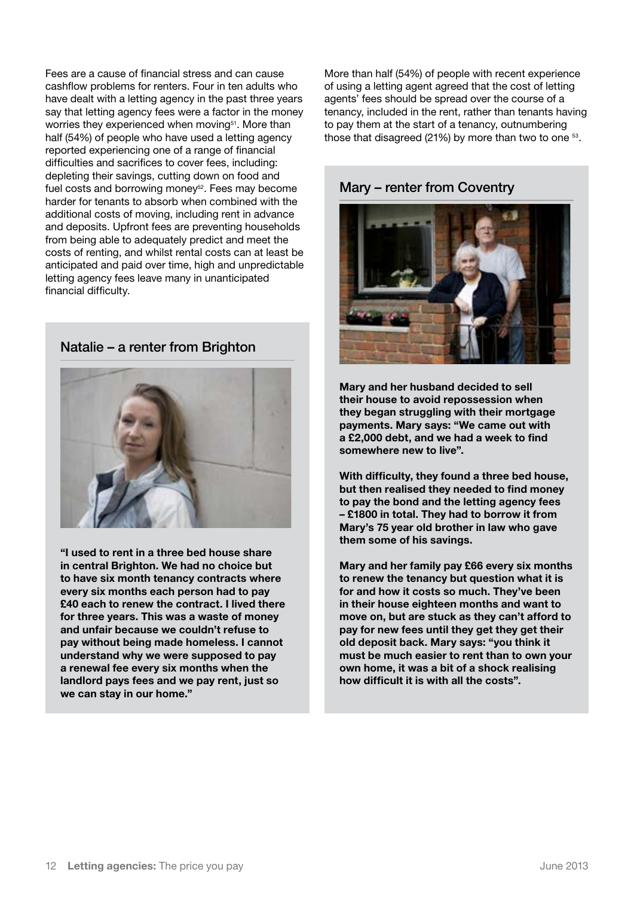Fees are a cause of financial stress and can cause cashflow problems for renters. Four in ten adults who have dealt with a letting agency in the past three years say that letting agency fees were a factor in the money worries they experienced when moving[51]. More than half (54%) of people who have used a letting agency reported experiencing one of a range of financial difficulties and sacrifices to cover fees, including: depleting their savings, cutting down on food and fuel costs and borrowing money[52]. Fees may become harder for tenants to absorb when combined with the additional costs of moving, including rent in advance and deposits. Upfront fees are preventing households from being able to adequately predict and meet the costs of renting, and whilst rental costs can at least be anticipated and paid over time, high and unpredictable letting agency fees leave many in unanticipated financial difficulty.

## Natalie – a renter from Brighton

**"I used to rent in a three bed house share in central Brighton. We had no choice but to have six month tenancy contracts where every six months each person had to pay £40 each to renew the contract. I lived there for three years. This was a waste of money and unfair because we couldn't refuse to pay without being made homeless. I cannot understand why we were supposed to pay a renewal fee every six months when the landlord pays fees and we pay rent, just so we can stay in our home."**

More than half (54%) of people with recent experience of using a letting agent agreed that the cost of letting agents' fees should be spread over the course of a tenancy, included in the rent, rather than tenants having to pay them at the start of a tenancy, outnumbering those that disagreed (21%) by more than two to one [53].

## Mary – renter from Coventry

**Mary and her husband decided to sell their house to avoid repossession when they began struggling with their mortgage payments. Mary says: "We came out with a £2,000 debt, and we had a week to find somewhere new to live".**

**With difficulty, they found a three bed house, but then realised they needed to find money to pay the bond and the letting agency fees – £1800 in total. They had to borrow it from Mary's 75 year old brother in law who gave them some of his savings.**

**Mary and her family pay £66 every six months to renew the tenancy but question what it is for and how it costs so much. They've been in their house eighteen months and want to move on, but are stuck as they can't afford to pay for new fees until they get they get their old deposit back. Mary says: "you think it must be much easier to rent than to own your own home, it was a bit of a shock realising how difficult it is with all the costs".**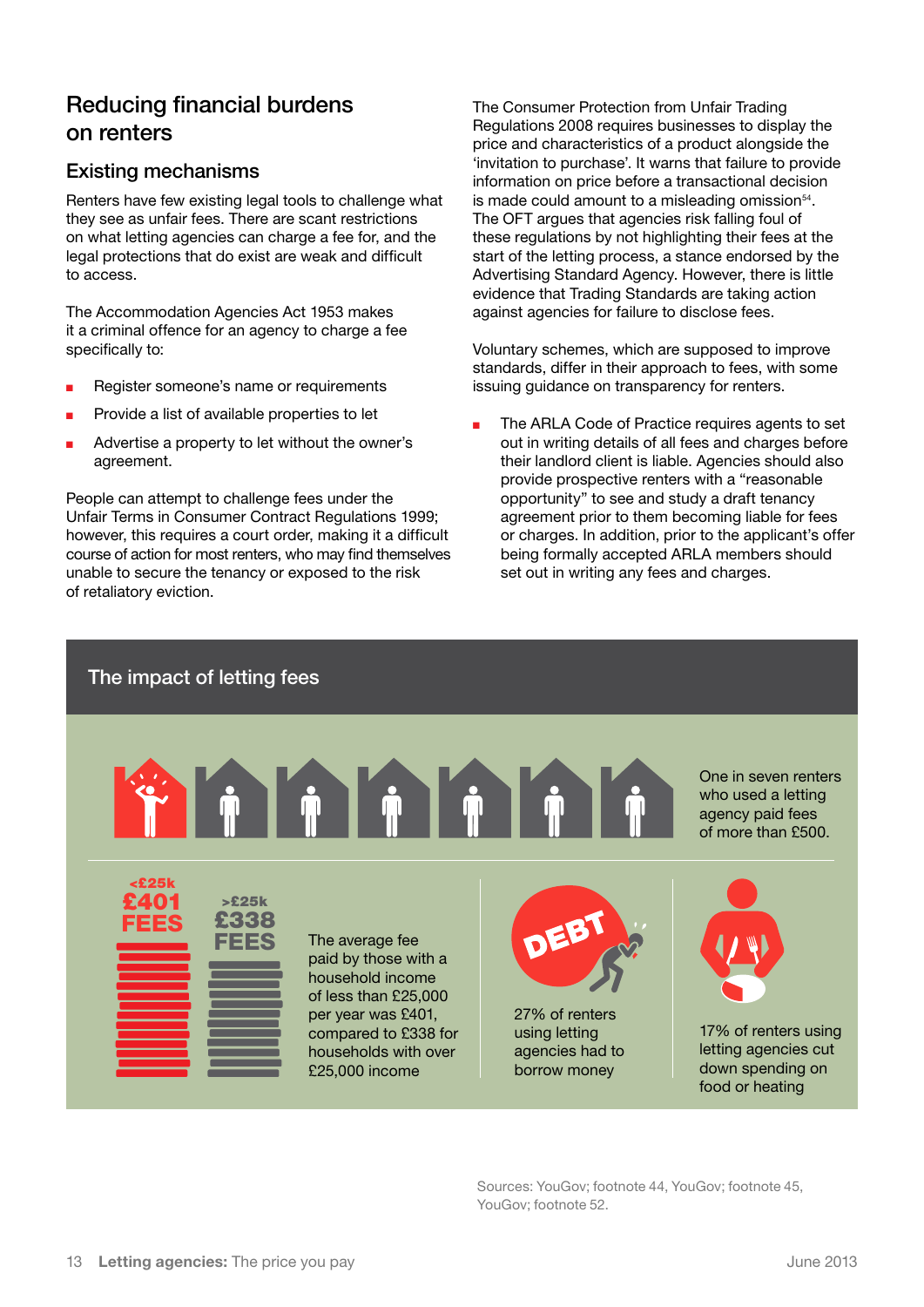## Reducing financial burdens on renters

### Existing mechanisms

Renters have few existing legal tools to challenge what they see as unfair fees. There are scant restrictions on what letting agencies can charge a fee for, and the legal protections that do exist are weak and difficult to access.

The Accommodation Agencies Act 1953 makes it a criminal offence for an agency to charge a fee specifically to:

- Register someone's name or requirements
- Provide a list of available properties to let
- Advertise a property to let without the owner's agreement.

People can attempt to challenge fees under the Unfair Terms in Consumer Contract Regulations 1999; however, this requires a court order, making it a difficult course of action for most renters, who may find themselves unable to secure the tenancy or exposed to the risk of retaliatory eviction.

The Consumer Protection from Unfair Trading Regulations 2008 requires businesses to display the price and characteristics of a product alongside the 'invitation to purchase'. It warns that failure to provide information on price before a transactional decision is made could amount to a misleading omission[54]. The OFT argues that agencies risk falling foul of these regulations by not highlighting their fees at the start of the letting process, a stance endorsed by the Advertising Standard Agency. However, there is little evidence that Trading Standards are taking action against agencies for failure to disclose fees.

Voluntary schemes, which are supposed to improve standards, differ in their approach to fees, with some issuing guidance on transparency for renters.

- The ARLA Code of Practice requires agents to set out in writing details of all fees and charges before their landlord client is liable. Agencies should also provide prospective renters with a "reasonable opportunity" to see and study a draft tenancy agreement prior to them becoming liable for fees or charges. In addition, prior to the applicant's offer being formally accepted ARLA members should set out in writing any fees and charges.

### The impact of letting fees

One in seven renters who used a letting agency paid fees of more than £500.

<£25k £401 FEES

>£25k £338 FEES

The average fee paid by those with a household income of less than £25,000 per year was £401, compared to £338 for households with over £25,000 income

DEBT

27% of renters using letting agencies had to borrow money

17% of renters using letting agencies cut down spending on food or heating

Sources: YouGov; footnote 44, YouGov; footnote 45, YouGov; footnote 52.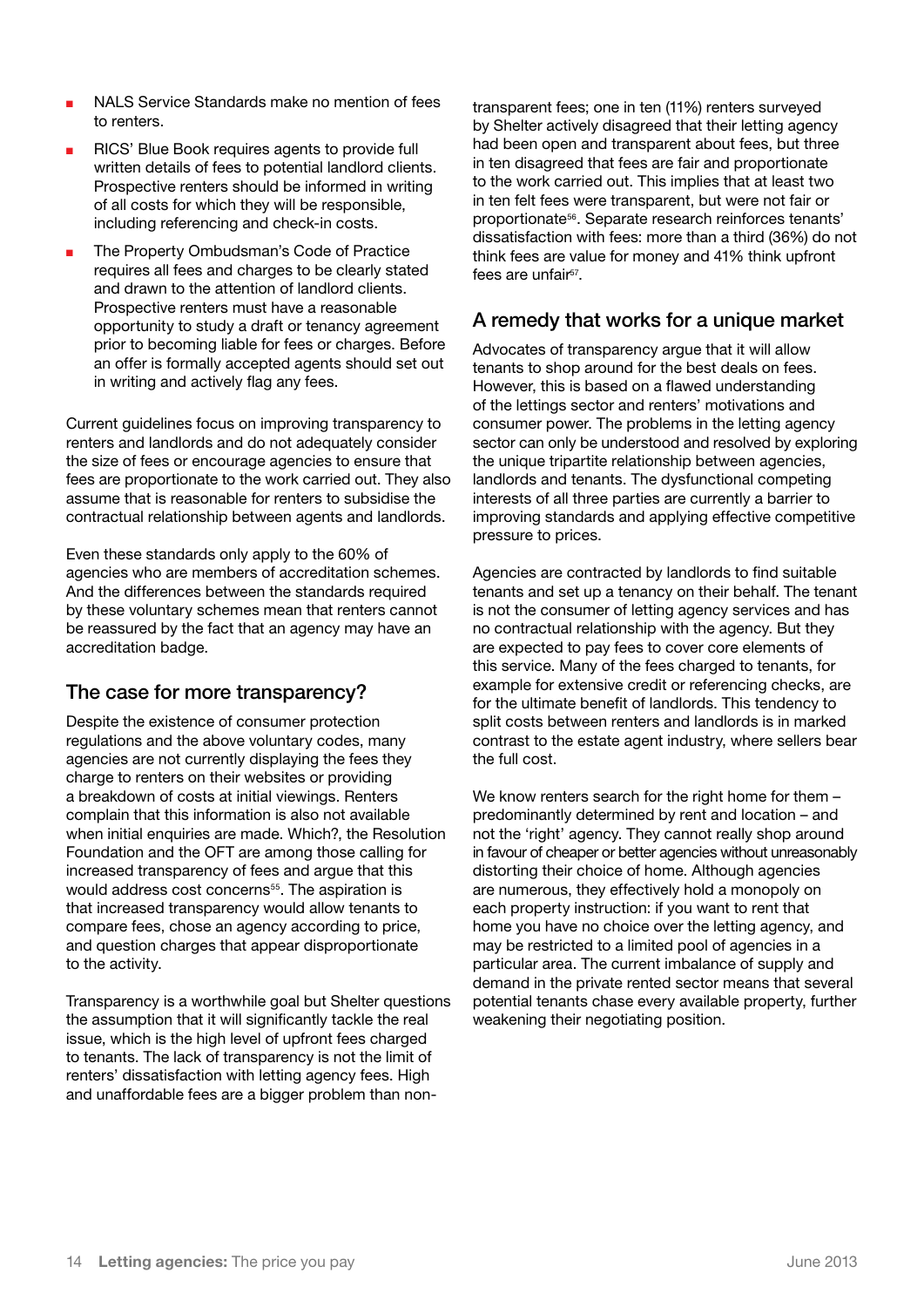- NALS Service Standards make no mention of fees to renters.
- RICS' Blue Book requires agents to provide full written details of fees to potential landlord clients. Prospective renters should be informed in writing of all costs for which they will be responsible, including referencing and check-in costs.
- The Property Ombudsman's Code of Practice requires all fees and charges to be clearly stated and drawn to the attention of landlord clients. Prospective renters must have a reasonable opportunity to study a draft or tenancy agreement prior to becoming liable for fees or charges. Before an offer is formally accepted agents should set out in writing and actively flag any fees.

Current guidelines focus on improving transparency to renters and landlords and do not adequately consider the size of fees or encourage agencies to ensure that fees are proportionate to the work carried out. They also assume that is reasonable for renters to subsidise the contractual relationship between agents and landlords.

Even these standards only apply to the 60% of agencies who are members of accreditation schemes. And the differences between the standards required by these voluntary schemes mean that renters cannot be reassured by the fact that an agency may have an accreditation badge.

## The case for more transparency?

Despite the existence of consumer protection regulations and the above voluntary codes, many agencies are not currently displaying the fees they charge to renters on their websites or providing a breakdown of costs at initial viewings. Renters complain that this information is also not available when initial enquiries are made. Which?, the Resolution Foundation and the OFT are among those calling for increased transparency of fees and argue that this would address cost concerns[55]. The aspiration is that increased transparency would allow tenants to compare fees, chose an agency according to price, and question charges that appear disproportionate to the activity.

Transparency is a worthwhile goal but Shelter questions the assumption that it will significantly tackle the real issue, which is the high level of upfront fees charged to tenants. The lack of transparency is not the limit of renters' dissatisfaction with letting agency fees. High and unaffordable fees are a bigger problem than non-transparent fees; one in ten (11%) renters surveyed by Shelter actively disagreed that their letting agency had been open and transparent about fees, but three in ten disagreed that fees are fair and proportionate to the work carried out. This implies that at least two in ten felt fees were transparent, but were not fair or proportionate[56]. Separate research reinforces tenants' dissatisfaction with fees: more than a third (36%) do not think fees are value for money and 41% think upfront fees are unfair[57].

## A remedy that works for a unique market

Advocates of transparency argue that it will allow tenants to shop around for the best deals on fees. However, this is based on a flawed understanding of the lettings sector and renters' motivations and consumer power. The problems in the letting agency sector can only be understood and resolved by exploring the unique tripartite relationship between agencies, landlords and tenants. The dysfunctional competing interests of all three parties are currently a barrier to improving standards and applying effective competitive pressure to prices.

Agencies are contracted by landlords to find suitable tenants and set up a tenancy on their behalf. The tenant is not the consumer of letting agency services and has no contractual relationship with the agency. But they are expected to pay fees to cover core elements of this service. Many of the fees charged to tenants, for example for extensive credit or referencing checks, are for the ultimate benefit of landlords. This tendency to split costs between renters and landlords is in marked contrast to the estate agent industry, where sellers bear the full cost.

We know renters search for the right home for them – predominantly determined by rent and location – and not the 'right' agency. They cannot really shop around in favour of cheaper or better agencies without unreasonably distorting their choice of home. Although agencies are numerous, they effectively hold a monopoly on each property instruction: if you want to rent that home you have no choice over the letting agency, and may be restricted to a limited pool of agencies in a particular area. The current imbalance of supply and demand in the private rented sector means that several potential tenants chase every available property, further weakening their negotiating position.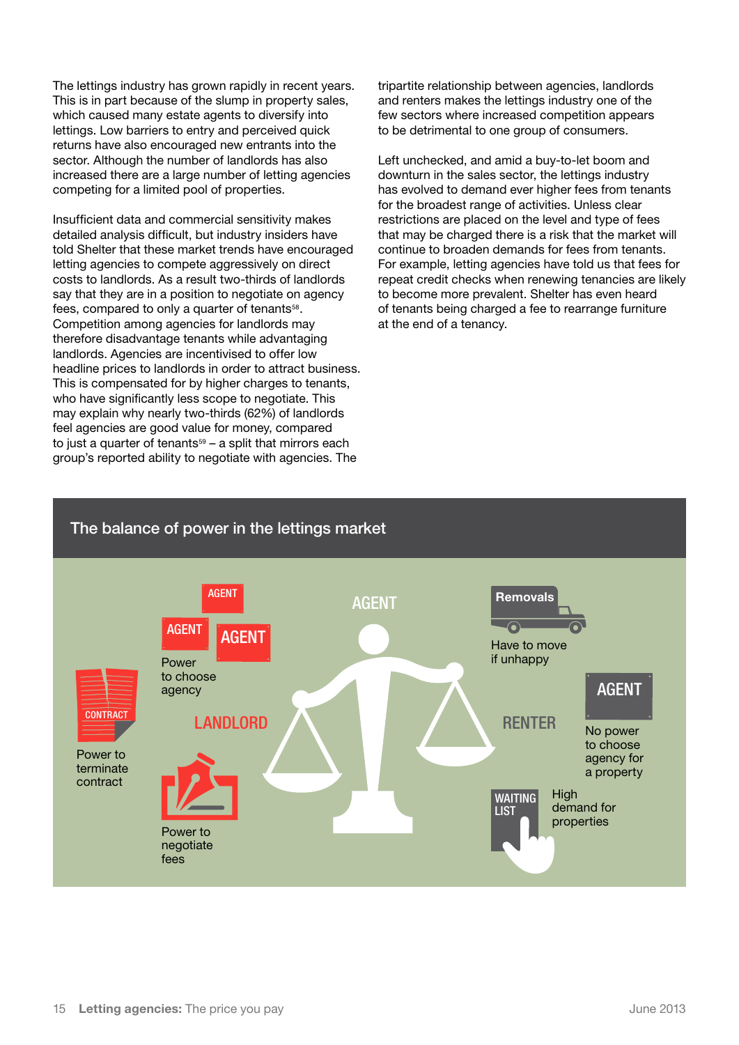The lettings industry has grown rapidly in recent years. This is in part because of the slump in property sales, which caused many estate agents to diversify into lettings. Low barriers to entry and perceived quick returns have also encouraged new entrants into the sector. Although the number of landlords has also increased there are a large number of letting agencies competing for a limited pool of properties.

Insufficient data and commercial sensitivity makes detailed analysis difficult, but industry insiders have told Shelter that these market trends have encouraged letting agencies to compete aggressively on direct costs to landlords. As a result two-thirds of landlords say that they are in a position to negotiate on agency fees, compared to only a quarter of tenants[58]. Competition among agencies for landlords may therefore disadvantage tenants while advantaging landlords. Agencies are incentivised to offer low headline prices to landlords in order to attract business. This is compensated for by higher charges to tenants, who have significantly less scope to negotiate. This may explain why nearly two-thirds (62%) of landlords feel agencies are good value for money, compared to just a quarter of tenants[59] – a split that mirrors each group's reported ability to negotiate with agencies. The tripartite relationship between agencies, landlords and renters makes the lettings industry one of the few sectors where increased competition appears to be detrimental to one group of consumers.

Left unchecked, and amid a buy-to-let boom and downturn in the sales sector, the lettings industry has evolved to demand ever higher fees from tenants for the broadest range of activities. Unless clear restrictions are placed on the level and type of fees that may be charged there is a risk that the market will continue to broaden demands for fees from tenants. For example, letting agencies have told us that fees for repeat credit checks when renewing tenancies are likely to become more prevalent. Shelter has even heard of tenants being charged a fee to rearrange furniture at the end of a tenancy.

## The balance of power in the lettings market

AGENT

LANDLORD
- Power to terminate contract
- Power to choose agency
- Power to negotiate fees

RENTER
- Have to move if unhappy
- No power to choose agency for a property
- High demand for properties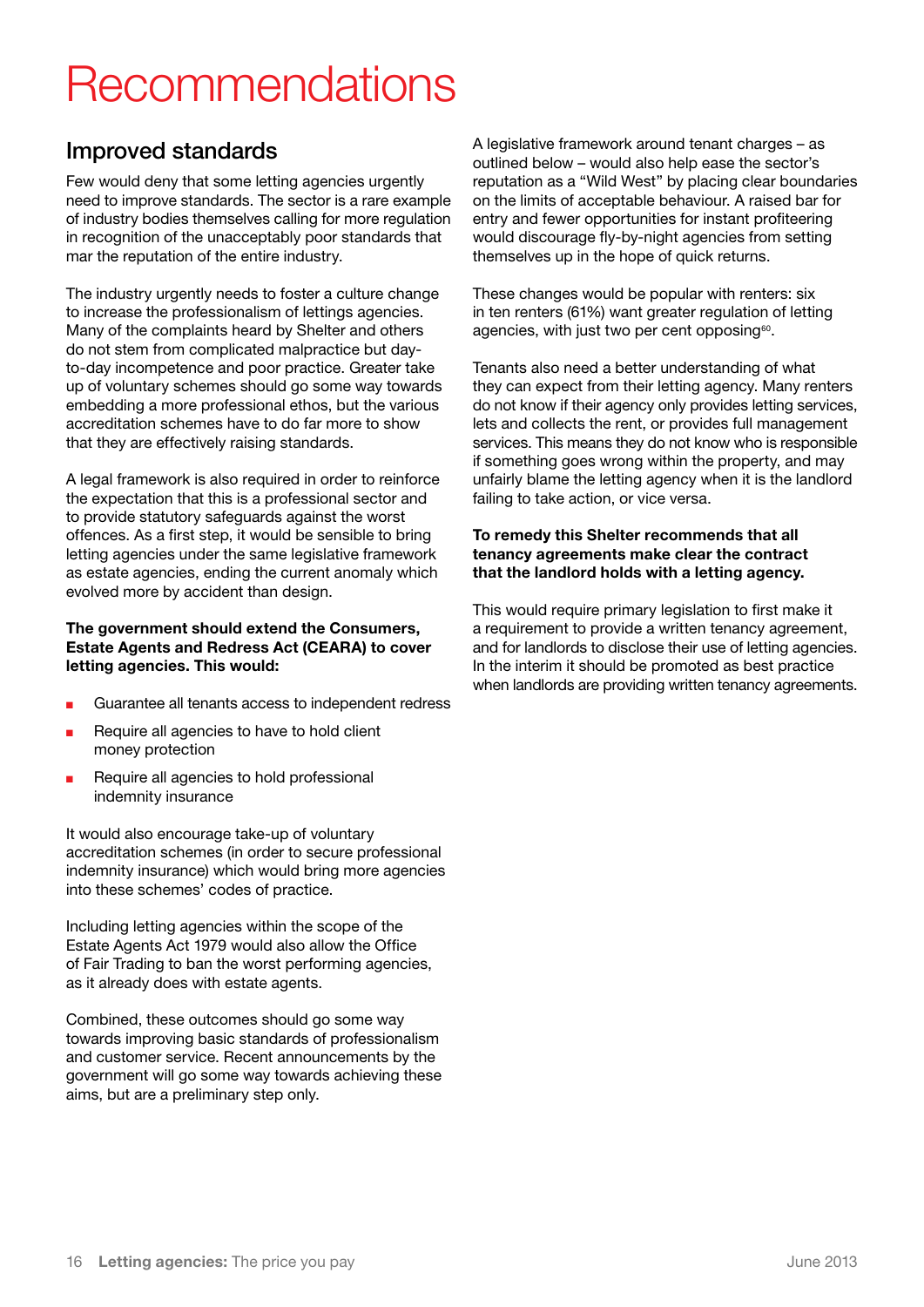# Recommendations

## Improved standards

Few would deny that some letting agencies urgently need to improve standards. The sector is a rare example of industry bodies themselves calling for more regulation in recognition of the unacceptably poor standards that mar the reputation of the entire industry.

The industry urgently needs to foster a culture change to increase the professionalism of lettings agencies. Many of the complaints heard by Shelter and others do not stem from complicated malpractice but day-to-day incompetence and poor practice. Greater take up of voluntary schemes should go some way towards embedding a more professional ethos, but the various accreditation schemes have to do far more to show that they are effectively raising standards.

A legal framework is also required in order to reinforce the expectation that this is a professional sector and to provide statutory safeguards against the worst offences. As a first step, it would be sensible to bring letting agencies under the same legislative framework as estate agencies, ending the current anomaly which evolved more by accident than design.

**The government should extend the Consumers, Estate Agents and Redress Act (CEARA) to cover letting agencies. This would:**

- Guarantee all tenants access to independent redress
- Require all agencies to have to hold client money protection
- Require all agencies to hold professional indemnity insurance

It would also encourage take-up of voluntary accreditation schemes (in order to secure professional indemnity insurance) which would bring more agencies into these schemes' codes of practice.

Including letting agencies within the scope of the Estate Agents Act 1979 would also allow the Office of Fair Trading to ban the worst performing agencies, as it already does with estate agents.

Combined, these outcomes should go some way towards improving basic standards of professionalism and customer service. Recent announcements by the government will go some way towards achieving these aims, but are a preliminary step only.

A legislative framework around tenant charges – as outlined below – would also help ease the sector's reputation as a "Wild West" by placing clear boundaries on the limits of acceptable behaviour. A raised bar for entry and fewer opportunities for instant profiteering would discourage fly-by-night agencies from setting themselves up in the hope of quick returns.

These changes would be popular with renters: six in ten renters (61%) want greater regulation of letting agencies, with just two per cent opposing[60].

Tenants also need a better understanding of what they can expect from their letting agency. Many renters do not know if their agency only provides letting services, lets and collects the rent, or provides full management services. This means they do not know who is responsible if something goes wrong within the property, and may unfairly blame the letting agency when it is the landlord failing to take action, or vice versa.

**To remedy this Shelter recommends that all tenancy agreements make clear the contract that the landlord holds with a letting agency.**

This would require primary legislation to first make it a requirement to provide a written tenancy agreement, and for landlords to disclose their use of letting agencies. In the interim it should be promoted as best practice when landlords are providing written tenancy agreements.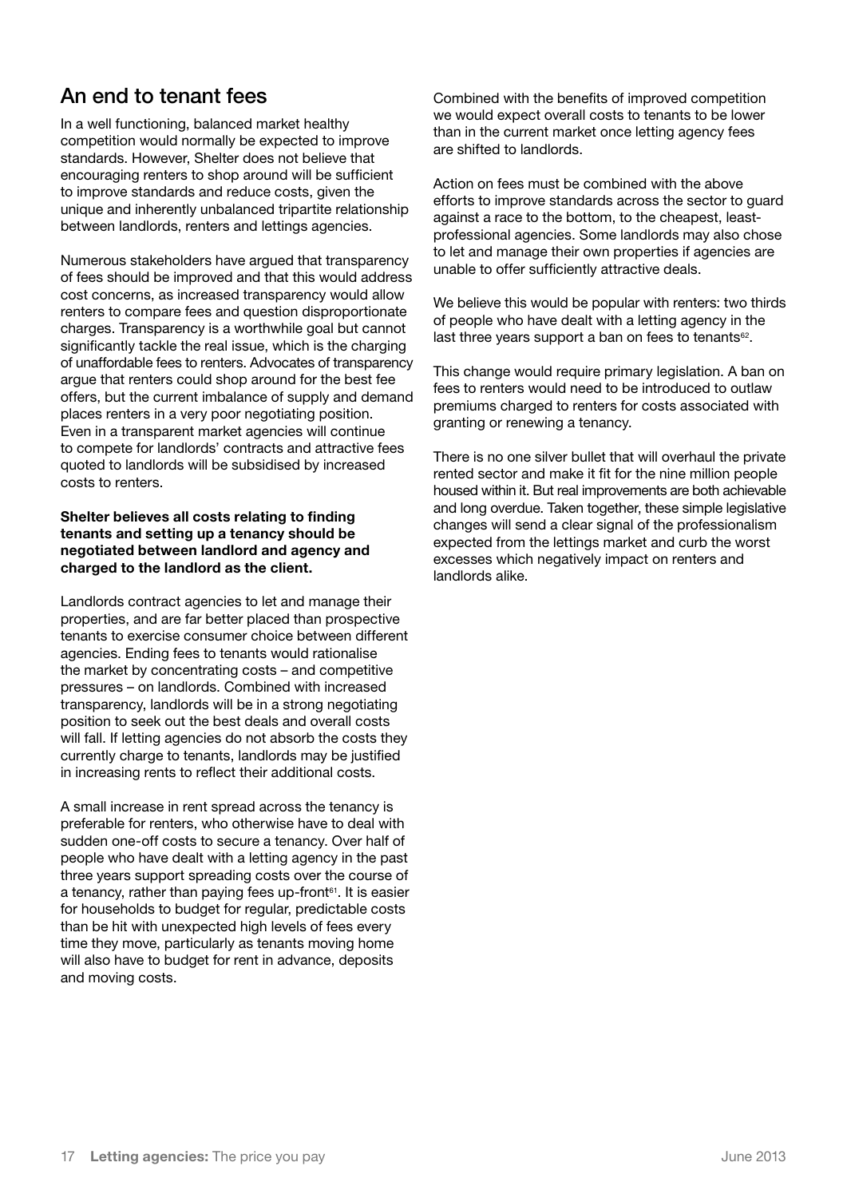## An end to tenant fees

In a well functioning, balanced market healthy competition would normally be expected to improve standards. However, Shelter does not believe that encouraging renters to shop around will be sufficient to improve standards and reduce costs, given the unique and inherently unbalanced tripartite relationship between landlords, renters and lettings agencies.

Numerous stakeholders have argued that transparency of fees should be improved and that this would address cost concerns, as increased transparency would allow renters to compare fees and question disproportionate charges. Transparency is a worthwhile goal but cannot significantly tackle the real issue, which is the charging of unaffordable fees to renters. Advocates of transparency argue that renters could shop around for the best fee offers, but the current imbalance of supply and demand places renters in a very poor negotiating position. Even in a transparent market agencies will continue to compete for landlords' contracts and attractive fees quoted to landlords will be subsidised by increased costs to renters.

**Shelter believes all costs relating to finding tenants and setting up a tenancy should be negotiated between landlord and agency and charged to the landlord as the client.**

Landlords contract agencies to let and manage their properties, and are far better placed than prospective tenants to exercise consumer choice between different agencies. Ending fees to tenants would rationalise the market by concentrating costs – and competitive pressures – on landlords. Combined with increased transparency, landlords will be in a strong negotiating position to seek out the best deals and overall costs will fall. If letting agencies do not absorb the costs they currently charge to tenants, landlords may be justified in increasing rents to reflect their additional costs.

A small increase in rent spread across the tenancy is preferable for renters, who otherwise have to deal with sudden one-off costs to secure a tenancy. Over half of people who have dealt with a letting agency in the past three years support spreading costs over the course of a tenancy, rather than paying fees up-front[61]. It is easier for households to budget for regular, predictable costs than be hit with unexpected high levels of fees every time they move, particularly as tenants moving home will also have to budget for rent in advance, deposits and moving costs.

Combined with the benefits of improved competition we would expect overall costs to tenants to be lower than in the current market once letting agency fees are shifted to landlords.

Action on fees must be combined with the above efforts to improve standards across the sector to guard against a race to the bottom, to the cheapest, least-professional agencies. Some landlords may also chose to let and manage their own properties if agencies are unable to offer sufficiently attractive deals.

We believe this would be popular with renters: two thirds of people who have dealt with a letting agency in the last three years support a ban on fees to tenants[62].

This change would require primary legislation. A ban on fees to renters would need to be introduced to outlaw premiums charged to renters for costs associated with granting or renewing a tenancy.

There is no one silver bullet that will overhaul the private rented sector and make it fit for the nine million people housed within it. But real improvements are both achievable and long overdue. Taken together, these simple legislative changes will send a clear signal of the professionalism expected from the lettings market and curb the worst excesses which negatively impact on renters and landlords alike.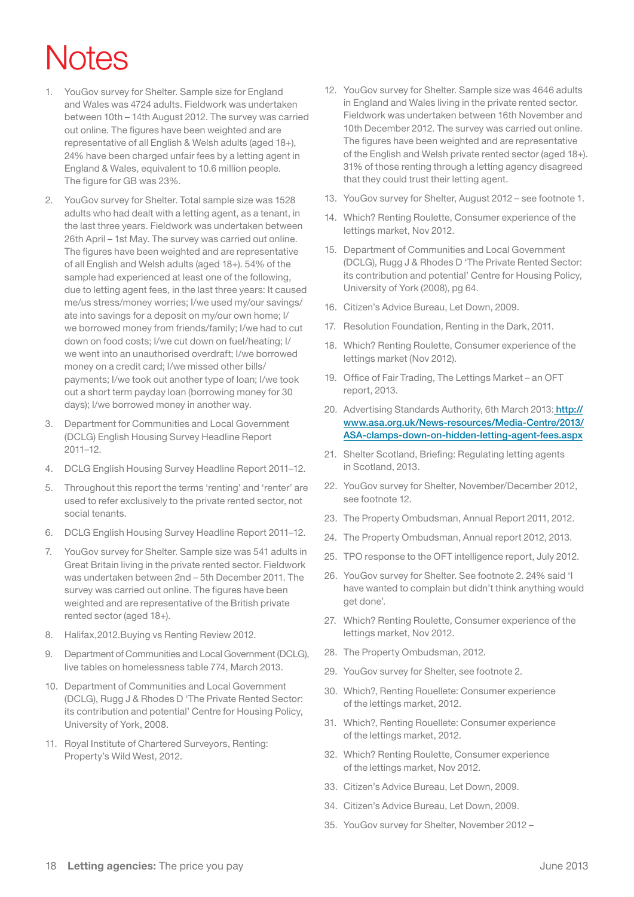# Notes

1. YouGov survey for Shelter. Sample size for England and Wales was 4724 adults. Fieldwork was undertaken between 10th – 14th August 2012. The survey was carried out online. The figures have been weighted and are representative of all English & Welsh adults (aged 18+), 24% have been charged unfair fees by a letting agent in England & Wales, equivalent to 10.6 million people. The figure for GB was 23%.
2. YouGov survey for Shelter. Total sample size was 1528 adults who had dealt with a letting agent, as a tenant, in the last three years. Fieldwork was undertaken between 26th April – 1st May. The survey was carried out online. The figures have been weighted and are representative of all English and Welsh adults (aged 18+). 54% of the sample had experienced at least one of the following, due to letting agent fees, in the last three years: It caused me/us stress/money worries; I/we used my/our savings/ate into savings for a deposit on my/our own home; I/we borrowed money from friends/family; I/we had to cut down on food costs; I/we cut down on fuel/heating; I/we went into an unauthorised overdraft; I/we borrowed money on a credit card; I/we missed other bills/payments; I/we took out another type of loan; I/we took out a short term payday loan (borrowing money for 30 days); I/we borrowed money in another way.
3. Department for Communities and Local Government (DCLG) English Housing Survey Headline Report 2011–12.
4. DCLG English Housing Survey Headline Report 2011–12.
5. Throughout this report the terms 'renting' and 'renter' are used to refer exclusively to the private rented sector, not social tenants.
6. DCLG English Housing Survey Headline Report 2011–12.
7. YouGov survey for Shelter. Sample size was 541 adults in Great Britain living in the private rented sector. Fieldwork was undertaken between 2nd – 5th December 2011. The survey was carried out online. The figures have been weighted and are representative of the British private rented sector (aged 18+).
8. Halifax,2012.Buying vs Renting Review 2012.
9. Department of Communities and Local Government (DCLG), live tables on homelessness table 774, March 2013.
10. Department of Communities and Local Government (DCLG), Rugg J & Rhodes D 'The Private Rented Sector: its contribution and potential' Centre for Housing Policy, University of York, 2008.
11. Royal Institute of Chartered Surveyors, Renting: Property's Wild West, 2012.
12. YouGov survey for Shelter. Sample size was 4646 adults in England and Wales living in the private rented sector. Fieldwork was undertaken between 16th November and 10th December 2012. The survey was carried out online. The figures have been weighted and are representative of the English and Welsh private rented sector (aged 18+). 31% of those renting through a letting agency disagreed that they could trust their letting agent.
13. YouGov survey for Shelter, August 2012 – see footnote 1.
14. Which? Renting Roulette, Consumer experience of the lettings market, Nov 2012.
15. Department of Communities and Local Government (DCLG), Rugg J & Rhodes D 'The Private Rented Sector: its contribution and potential' Centre for Housing Policy, University of York (2008), pg 64.
16. Citizen's Advice Bureau, Let Down, 2009.
17. Resolution Foundation, Renting in the Dark, 2011.
18. Which? Renting Roulette, Consumer experience of the lettings market (Nov 2012).
19. Office of Fair Trading, The Lettings Market – an OFT report, 2013.
20. Advertising Standards Authority, 6th March 2013: http://www.asa.org.uk/News-resources/Media-Centre/2013/ASA-clamps-down-on-hidden-letting-agent-fees.aspx
21. Shelter Scotland, Briefing: Regulating letting agents in Scotland, 2013.
22. YouGov survey for Shelter, November/December 2012, see footnote 12.
23. The Property Ombudsman, Annual Report 2011, 2012.
24. The Property Ombudsman, Annual report 2012, 2013.
25. TPO response to the OFT intelligence report, July 2012.
26. YouGov survey for Shelter. See footnote 2. 24% said 'I have wanted to complain but didn't think anything would get done'.
27. Which? Renting Roulette, Consumer experience of the lettings market, Nov 2012.
28. The Property Ombudsman, 2012.
29. YouGov survey for Shelter, see footnote 2.
30. Which?, Renting Rouellete: Consumer experience of the lettings market, 2012.
31. Which?, Renting Rouellete: Consumer experience of the lettings market, 2012.
32. Which? Renting Roulette, Consumer experience of the lettings market, Nov 2012.
33. Citizen's Advice Bureau, Let Down, 2009.
34. Citizen's Advice Bureau, Let Down, 2009.
35. YouGov survey for Shelter, November 2012 –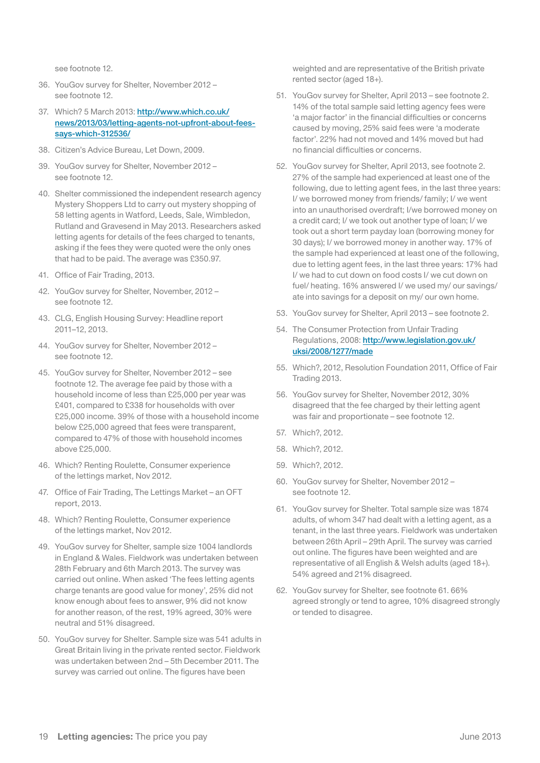see footnote 12.

36. YouGov survey for Shelter, November 2012 – see footnote 12.

37. Which? 5 March 2013: http://www.which.co.uk/news/2013/03/letting-agents-not-upfront-about-fees-says-which-312536/

38. Citizen's Advice Bureau, Let Down, 2009.

39. YouGov survey for Shelter, November 2012 – see footnote 12.

40. Shelter commissioned the independent research agency Mystery Shoppers Ltd to carry out mystery shopping of 58 letting agents in Watford, Leeds, Sale, Wimbledon, Rutland and Gravesend in May 2013. Researchers asked letting agents for details of the fees charged to tenants, asking if the fees they were quoted were the only ones that had to be paid. The average was £350.97.

41. Office of Fair Trading, 2013.

42. YouGov survey for Shelter, November, 2012 – see footnote 12.

43. CLG, English Housing Survey: Headline report 2011–12, 2013.

44. YouGov survey for Shelter, November 2012 – see footnote 12.

45. YouGov survey for Shelter, November 2012 – see footnote 12. The average fee paid by those with a household income of less than £25,000 per year was £401, compared to £338 for households with over £25,000 income. 39% of those with a household income below £25,000 agreed that fees were transparent, compared to 47% of those with household incomes above £25,000.

46. Which? Renting Roulette, Consumer experience of the lettings market, Nov 2012.

47. Office of Fair Trading, The Lettings Market – an OFT report, 2013.

48. Which? Renting Roulette, Consumer experience of the lettings market, Nov 2012.

49. YouGov survey for Shelter, sample size 1004 landlords in England & Wales. Fieldwork was undertaken between 28th February and 6th March 2013. The survey was carried out online. When asked 'The fees letting agents charge tenants are good value for money', 25% did not know enough about fees to answer, 9% did not know for another reason, of the rest, 19% agreed, 30% were neutral and 51% disagreed.

50. YouGov survey for Shelter. Sample size was 541 adults in Great Britain living in the private rented sector. Fieldwork was undertaken between 2nd – 5th December 2011. The survey was carried out online. The figures have been weighted and are representative of the British private rented sector (aged 18+).

51. YouGov survey for Shelter, April 2013 – see footnote 2. 14% of the total sample said letting agency fees were 'a major factor' in the financial difficulties or concerns caused by moving, 25% said fees were 'a moderate factor'. 22% had not moved and 14% moved but had no financial difficulties or concerns.

52. YouGov survey for Shelter, April 2013, see footnote 2. 27% of the sample had experienced at least one of the following, due to letting agent fees, in the last three years: I/ we borrowed money from friends/ family; I/ we went into an unauthorised overdraft; I/we borrowed money on a credit card; I/ we took out another type of loan; I/ we took out a short term payday loan (borrowing money for 30 days); I/ we borrowed money in another way. 17% of the sample had experienced at least one of the following, due to letting agent fees, in the last three years: 17% had I/ we had to cut down on food costs I/ we cut down on fuel/ heating. 16% answered I/ we used my/ our savings/ ate into savings for a deposit on my/ our own home.

53. YouGov survey for Shelter, April 2013 – see footnote 2.

54. The Consumer Protection from Unfair Trading Regulations, 2008: http://www.legislation.gov.uk/uksi/2008/1277/made

55. Which?, 2012, Resolution Foundation 2011, Office of Fair Trading 2013.

56. YouGov survey for Shelter, November 2012, 30% disagreed that the fee charged by their letting agent was fair and proportionate – see footnote 12.

57. Which?, 2012.

58. Which?, 2012.

59. Which?, 2012.

60. YouGov survey for Shelter, November 2012 – see footnote 12.

61. YouGov survey for Shelter. Total sample size was 1874 adults, of whom 347 had dealt with a letting agent, as a tenant, in the last three years. Fieldwork was undertaken between 26th April – 29th April. The survey was carried out online. The figures have been weighted and are representative of all English & Welsh adults (aged 18+). 54% agreed and 21% disagreed.

62. YouGov survey for Shelter, see footnote 61. 66% agreed strongly or tend to agree, 10% disagreed strongly or tended to disagree.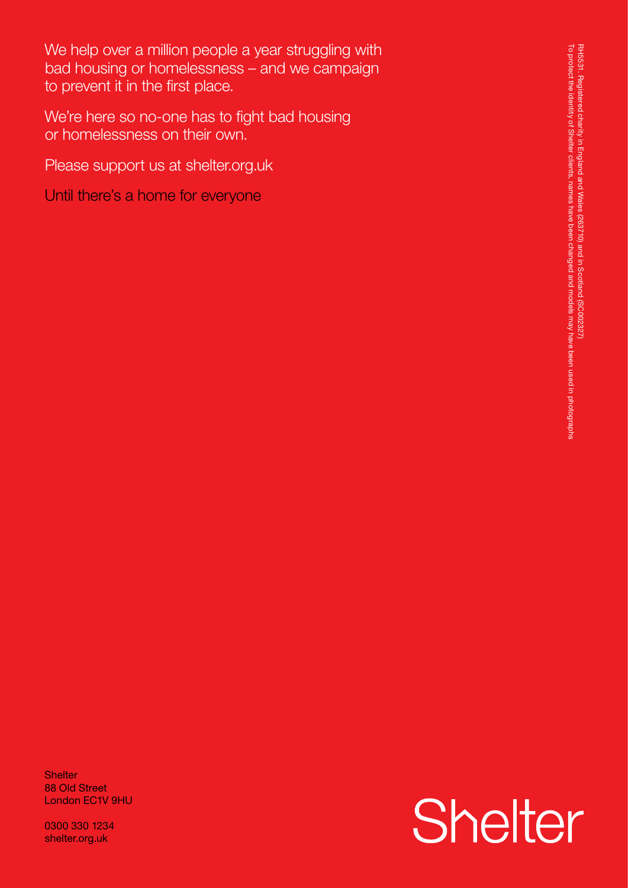We help over a million people a year struggling with bad housing or homelessness – and we campaign to prevent it in the first place.

We're here so no-one has to fight bad housing or homelessness on their own.

Please support us at shelter.org.uk

Until there's a home for everyone

RH5531. Registered charity in England and Wales (263710) and in Scotland (SC002327)
To protect the identity of Shelter clients, names have been changed and models may have been used in photographs

Shelter
88 Old Street
London EC1V 9HU

0300 330 1234
shelter.org.uk

Shelter